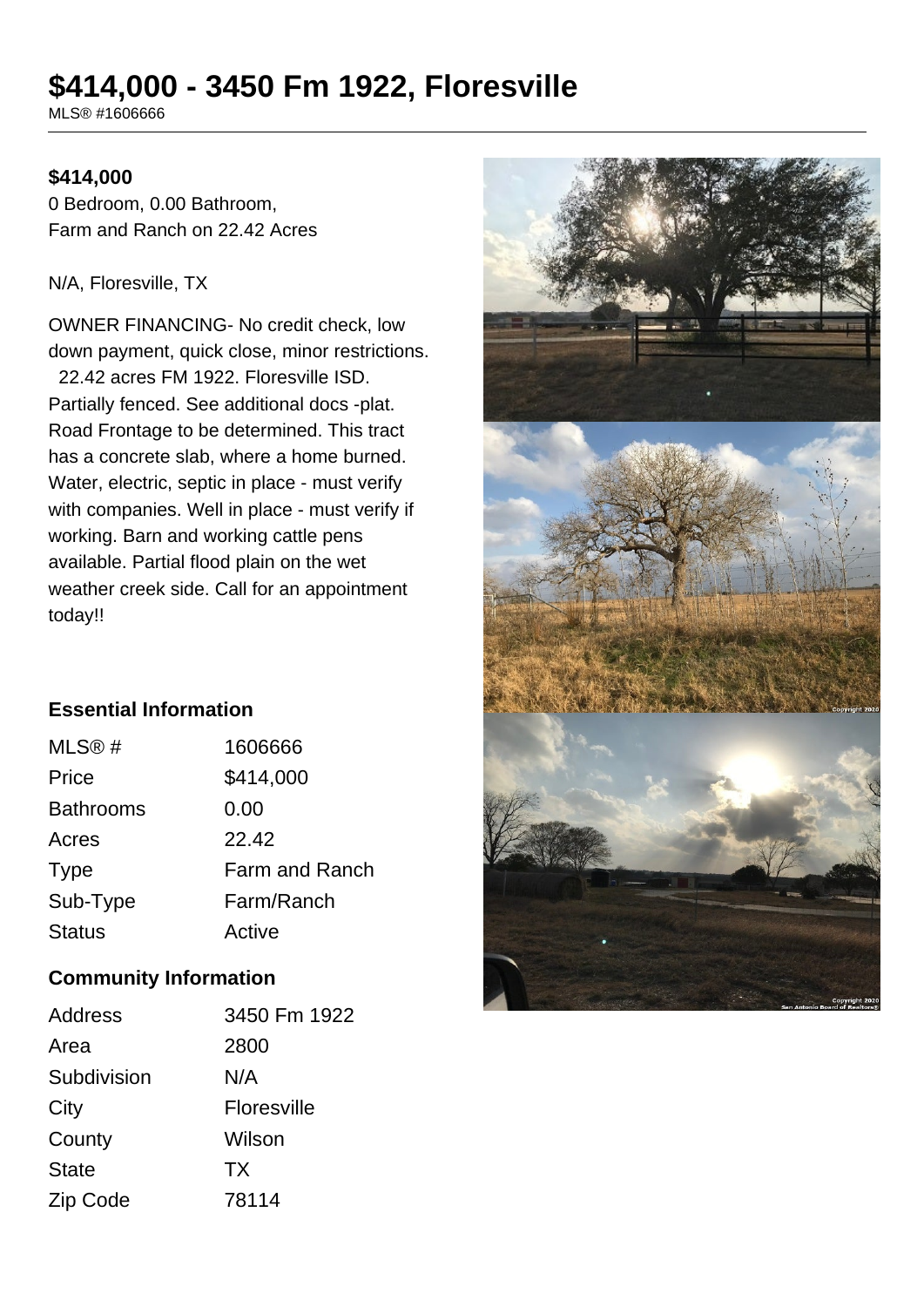# $414,000 - 3450 Fm 1922, Floresville

MLS® #1606666

**$414,000**

0 Bedroom, 0.00 Bathroom,
Farm and Ranch on 22.42 Acres

N/A, Floresville, TX

OWNER FINANCING- No credit check, low down payment, quick close, minor restrictions. 22.42 acres FM 1922. Floresville ISD. Partially fenced. See additional docs -plat. Road Frontage to be determined. This tract has a concrete slab, where a home burned. Water, electric, septic in place - must verify with companies. Well in place - must verify if working. Barn and working cattle pens available. Partial flood plain on the wet weather creek side. Call for an appointment today!!

## Essential Information

| | |
|---|---|
| MLS® # | 1606666 |
| Price | $414,000 |
| Bathrooms | 0.00 |
| Acres | 22.42 |
| Type | Farm and Ranch |
| Sub-Type | Farm/Ranch |
| Status | Active |

## Community Information

| | |
|---|---|
| Address | 3450 Fm 1922 |
| Area | 2800 |
| Subdivision | N/A |
| City | Floresville |
| County | Wilson |
| State | TX |
| Zip Code | 78114 |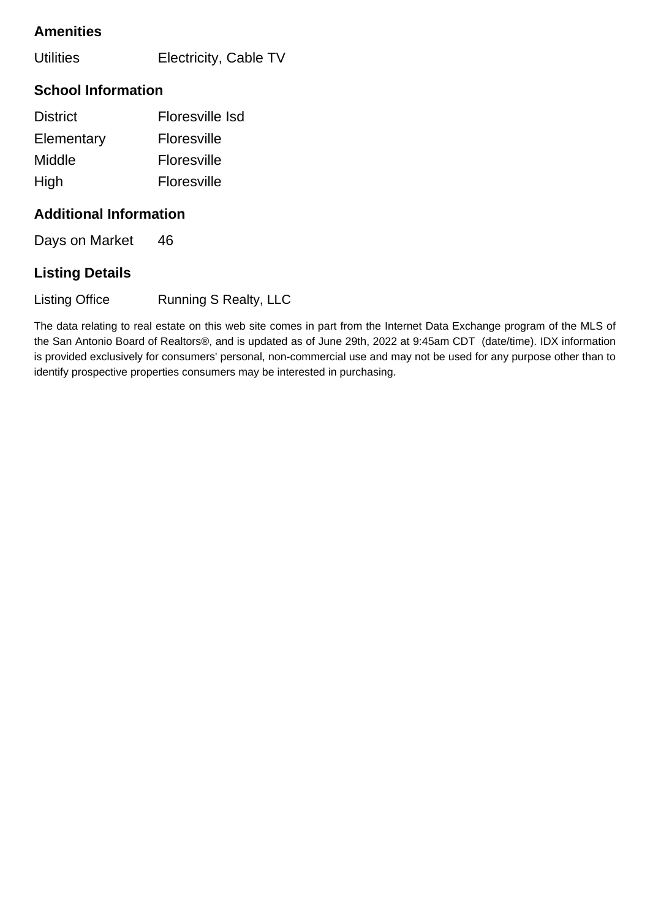### Amenities

| | |
|---|---|
| Utilities | Electricity, Cable TV |

### School Information

| | |
|---|---|
| District | Floresville Isd |
| Elementary | Floresville |
| Middle | Floresville |
| High | Floresville |

### Additional Information

| | |
|---|---|
| Days on Market | 46 |

### Listing Details

| | |
|---|---|
| Listing Office | Running S Realty, LLC |

The data relating to real estate on this web site comes in part from the Internet Data Exchange program of the MLS of the San Antonio Board of Realtors®, and is updated as of June 29th, 2022 at 9:45am CDT (date/time). IDX information is provided exclusively for consumers' personal, non-commercial use and may not be used for any purpose other than to identify prospective properties consumers may be interested in purchasing.